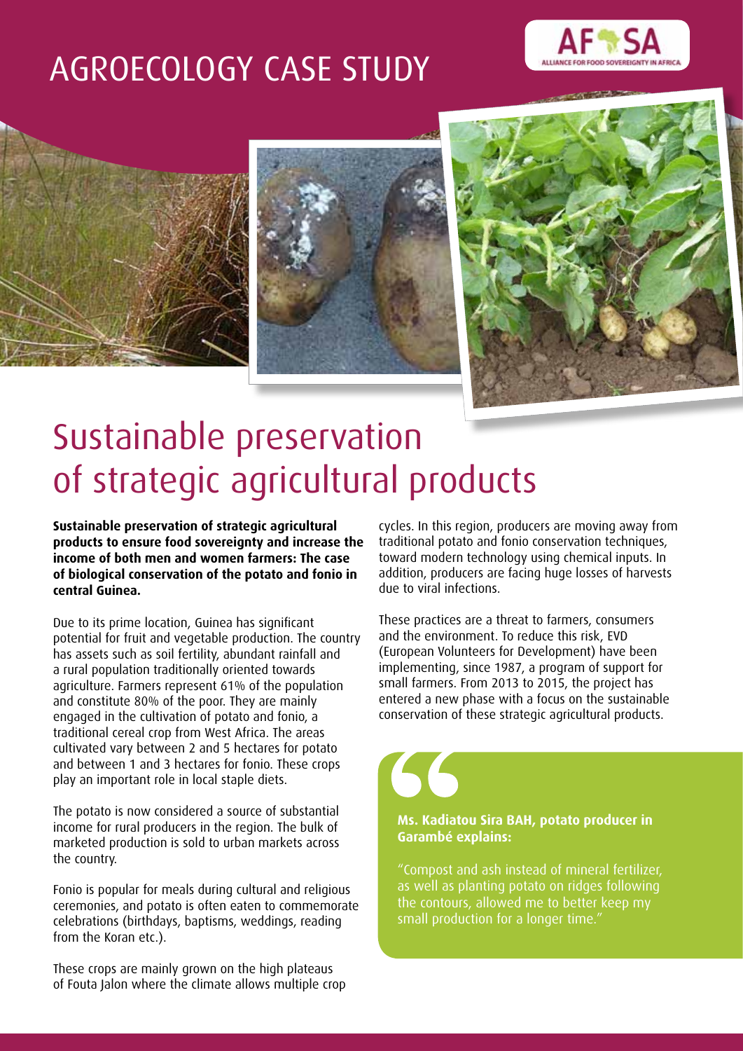# AGROECOLOGY CASE STUDY

AFSA ALLIANCE FOR FOOD SOVEREIGNTY IN AFRICA

# Sustainable preservation of strategic agricultural products

**Sustainable preservation of strategic agricultural products to ensure food sovereignty and increase the income of both men and women farmers: The case of biological conservation of the potato and fonio in central Guinea.**

Due to its prime location, Guinea has significant potential for fruit and vegetable production. The country has assets such as soil fertility, abundant rainfall and a rural population traditionally oriented towards agriculture. Farmers represent 61% of the population and constitute 80% of the poor. They are mainly engaged in the cultivation of potato and fonio, a traditional cereal crop from West Africa. The areas cultivated vary between 2 and 5 hectares for potato and between 1 and 3 hectares for fonio. These crops play an important role in local staple diets.

The potato is now considered a source of substantial income for rural producers in the region. The bulk of marketed production is sold to urban markets across the country.

Fonio is popular for meals during cultural and religious ceremonies, and potato is often eaten to commemorate celebrations (birthdays, baptisms, weddings, reading from the Koran etc.).

These crops are mainly grown on the high plateaus of Fouta Jalon where the climate allows multiple crop cycles. In this region, producers are moving away from traditional potato and fonio conservation techniques, toward modern technology using chemical inputs. In addition, producers are facing huge losses of harvests due to viral infections.

These practices are a threat to farmers, consumers and the environment. To reduce this risk, EVD (European Volunteers for Development) have been implementing, since 1987, a program of support for small farmers. From 2013 to 2015, the project has entered a new phase with a focus on the sustainable conservation of these strategic agricultural products.

> **Ms. Kadiatou Sira BAH, potato producer in Garambé explains:**
>
> "Compost and ash instead of mineral fertilizer, as well as planting potato on ridges following the contours, allowed me to better keep my small production for a longer time."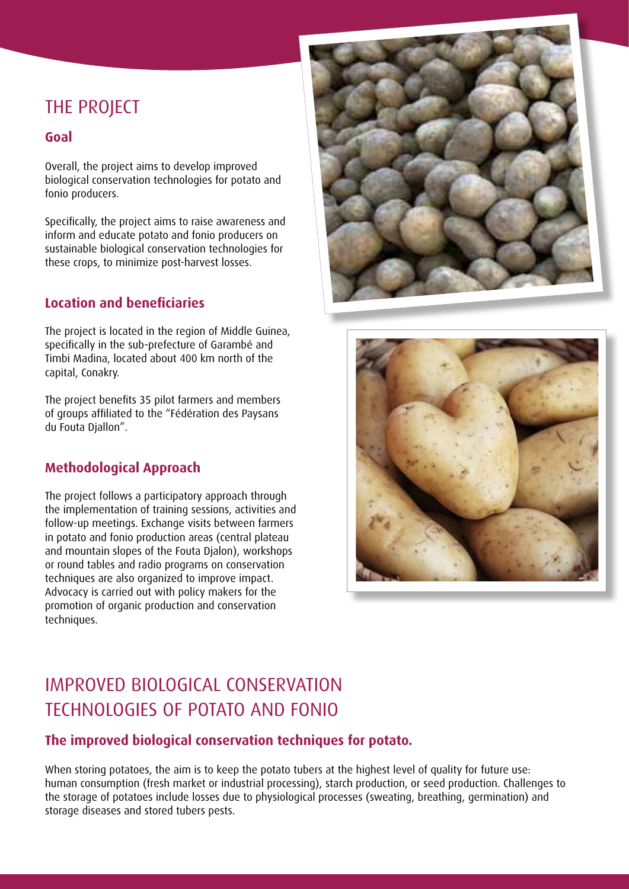# THE PROJECT

## Goal

Overall, the project aims to develop improved biological conservation technologies for potato and fonio producers.

Specifically, the project aims to raise awareness and inform and educate potato and fonio producers on sustainable biological conservation technologies for these crops, to minimize post-harvest losses.

## Location and beneficiaries

The project is located in the region of Middle Guinea, specifically in the sub-prefecture of Garambé and Timbi Madina, located about 400 km north of the capital, Conakry.

The project benefits 35 pilot farmers and members of groups affiliated to the "Fédération des Paysans du Fouta Djallon".

## Methodological Approach

The project follows a participatory approach through the implementation of training sessions, activities and follow-up meetings. Exchange visits between farmers in potato and fonio production areas (central plateau and mountain slopes of the Fouta Djalon), workshops or round tables and radio programs on conservation techniques are also organized to improve impact. Advocacy is carried out with policy makers for the promotion of organic production and conservation techniques.

# IMPROVED BIOLOGICAL CONSERVATION TECHNOLOGIES OF POTATO AND FONIO

## The improved biological conservation techniques for potato.

When storing potatoes, the aim is to keep the potato tubers at the highest level of quality for future use: human consumption (fresh market or industrial processing), starch production, or seed production. Challenges to the storage of potatoes include losses due to physiological processes (sweating, breathing, germination) and storage diseases and stored tubers pests.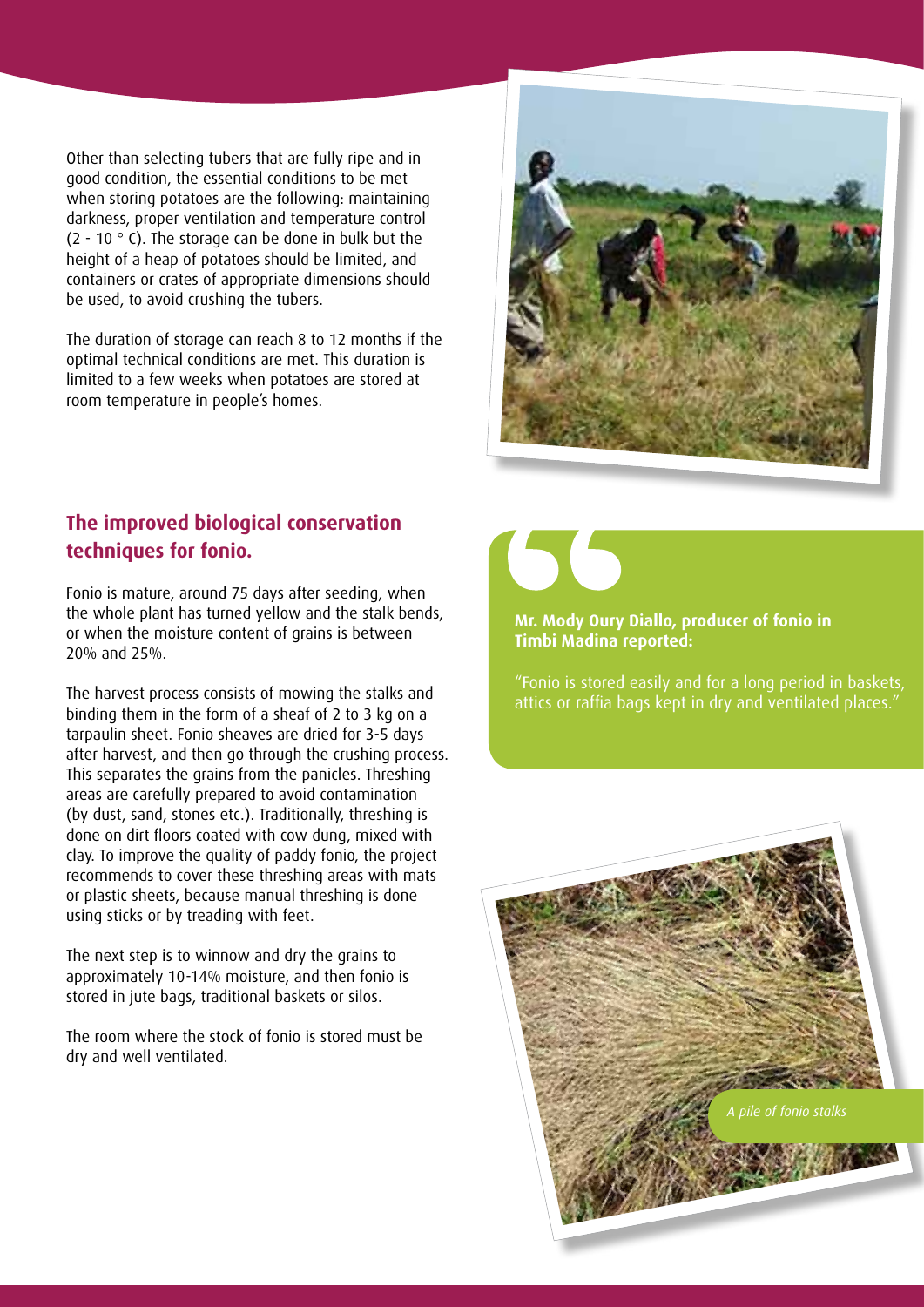Other than selecting tubers that are fully ripe and in good condition, the essential conditions to be met when storing potatoes are the following: maintaining darkness, proper ventilation and temperature control (2 - 10 ° C). The storage can be done in bulk but the height of a heap of potatoes should be limited, and containers or crates of appropriate dimensions should be used, to avoid crushing the tubers.

The duration of storage can reach 8 to 12 months if the optimal technical conditions are met. This duration is limited to a few weeks when potatoes are stored at room temperature in people's homes.

## The improved biological conservation techniques for fonio.

Fonio is mature, around 75 days after seeding, when the whole plant has turned yellow and the stalk bends, or when the moisture content of grains is between 20% and 25%.

The harvest process consists of mowing the stalks and binding them in the form of a sheaf of 2 to 3 kg on a tarpaulin sheet. Fonio sheaves are dried for 3-5 days after harvest, and then go through the crushing process. This separates the grains from the panicles. Threshing areas are carefully prepared to avoid contamination (by dust, sand, stones etc.). Traditionally, threshing is done on dirt floors coated with cow dung, mixed with clay. To improve the quality of paddy fonio, the project recommends to cover these threshing areas with mats or plastic sheets, because manual threshing is done using sticks or by treading with feet.

The next step is to winnow and dry the grains to approximately 10-14% moisture, and then fonio is stored in jute bags, traditional baskets or silos.

The room where the stock of fonio is stored must be dry and well ventilated.

**Mr. Mody Oury Diallo, producer of fonio in Timbi Madina reported:**

"Fonio is stored easily and for a long period in baskets, attics or raffia bags kept in dry and ventilated places."

*A pile of fonio stalks*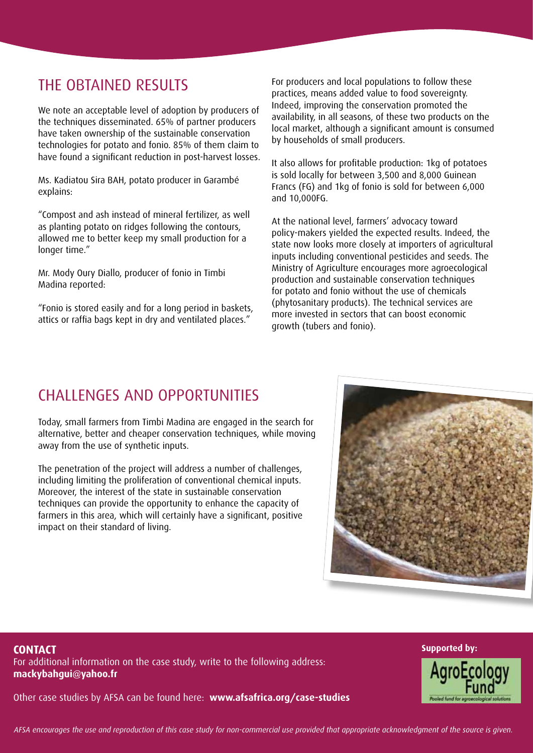## THE OBTAINED RESULTS

We note an acceptable level of adoption by producers of the techniques disseminated. 65% of partner producers have taken ownership of the sustainable conservation technologies for potato and fonio. 85% of them claim to have found a significant reduction in post-harvest losses.

Ms. Kadiatou Sira BAH, potato producer in Garambé explains:

"Compost and ash instead of mineral fertilizer, as well as planting potato on ridges following the contours, allowed me to better keep my small production for a longer time."

Mr. Mody Oury Diallo, producer of fonio in Timbi Madina reported:

"Fonio is stored easily and for a long period in baskets, attics or raffia bags kept in dry and ventilated places."

For producers and local populations to follow these practices, means added value to food sovereignty. Indeed, improving the conservation promoted the availability, in all seasons, of these two products on the local market, although a significant amount is consumed by households of small producers.

It also allows for profitable production: 1kg of potatoes is sold locally for between 3,500 and 8,000 Guinean Francs (FG) and 1kg of fonio is sold for between 6,000 and 10,000FG.

At the national level, farmers' advocacy toward policy-makers yielded the expected results. Indeed, the state now looks more closely at importers of agricultural inputs including conventional pesticides and seeds. The Ministry of Agriculture encourages more agroecological production and sustainable conservation techniques for potato and fonio without the use of chemicals (phytosanitary products). The technical services are more invested in sectors that can boost economic growth (tubers and fonio).

## CHALLENGES AND OPPORTUNITIES

Today, small farmers from Timbi Madina are engaged in the search for alternative, better and cheaper conservation techniques, while moving away from the use of synthetic inputs.

The penetration of the project will address a number of challenges, including limiting the proliferation of conventional chemical inputs. Moreover, the interest of the state in sustainable conservation techniques can provide the opportunity to enhance the capacity of farmers in this area, which will certainly have a significant, positive impact on their standard of living.

**CONTACT**

For additional information on the case study, write to the following address: **mackybahgui@yahoo.fr**

Other case studies by AFSA can be found here: **www.afsafrica.org/case-studies**

**Supported by:**

AgroEcology Fund

Pooled fund for agroecological solutions

*AFSA encourages the use and reproduction of this case study for non-commercial use provided that appropriate acknowledgment of the source is given.*